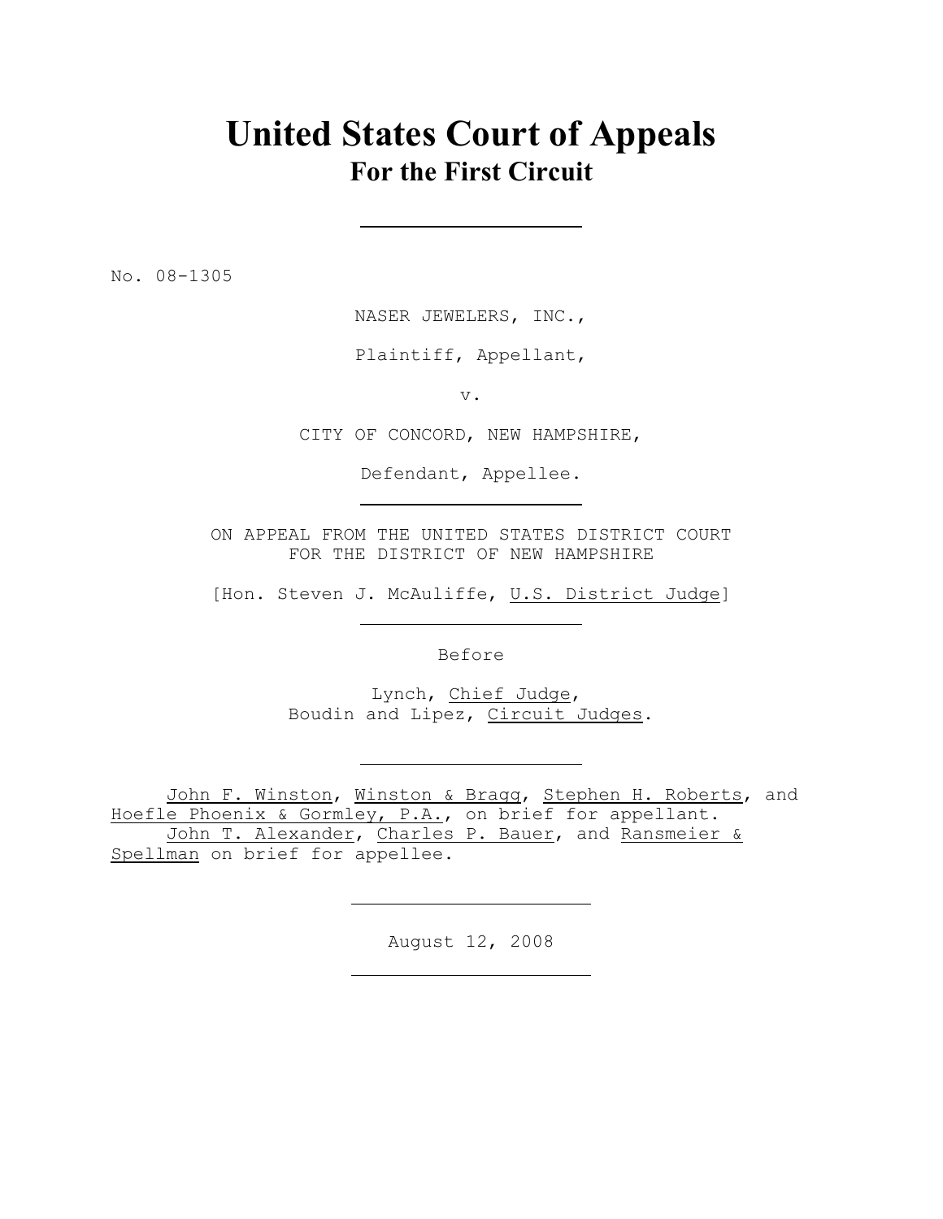# United States Court of Appeals
## For the First Circuit

No. 08-1305

NASER JEWELERS, INC.,

Plaintiff, Appellant,

v.

CITY OF CONCORD, NEW HAMPSHIRE,

Defendant, Appellee.

ON APPEAL FROM THE UNITED STATES DISTRICT COURT
FOR THE DISTRICT OF NEW HAMPSHIRE

[Hon. Steven J. McAuliffe, U.S. District Judge]

Before

Lynch, Chief Judge,
Boudin and Lipez, Circuit Judges.

John F. Winston, Winston & Bragg, Stephen H. Roberts, and Hoefle Phoenix & Gormley, P.A., on brief for appellant.
John T. Alexander, Charles P. Bauer, and Ransmeier & Spellman on brief for appellee.

August 12, 2008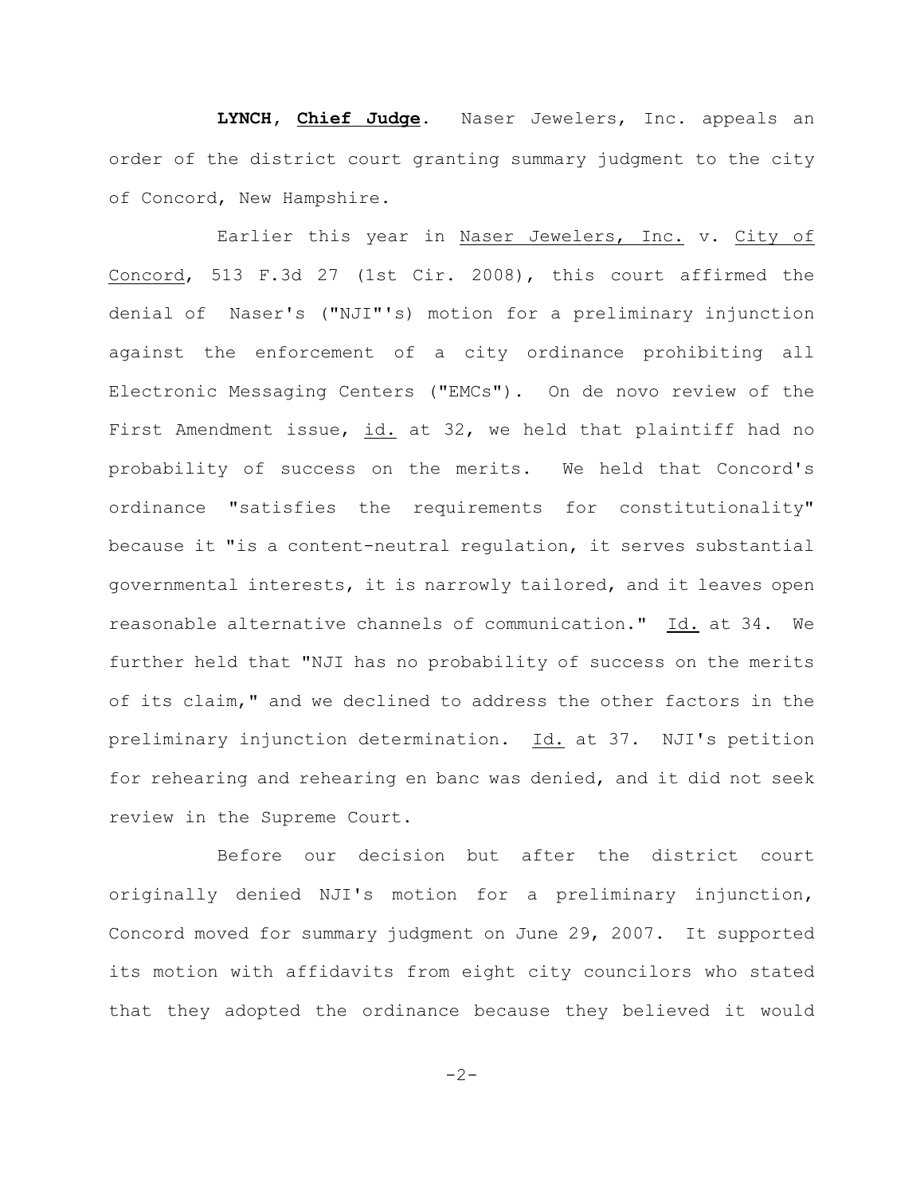**LYNCH, Chief Judge**. Naser Jewelers, Inc. appeals an order of the district court granting summary judgment to the city of Concord, New Hampshire.

Earlier this year in Naser Jewelers, Inc. v. City of Concord, 513 F.3d 27 (1st Cir. 2008), this court affirmed the denial of Naser's ("NJI"'s) motion for a preliminary injunction against the enforcement of a city ordinance prohibiting all Electronic Messaging Centers ("EMCs"). On de novo review of the First Amendment issue, id. at 32, we held that plaintiff had no probability of success on the merits. We held that Concord's ordinance "satisfies the requirements for constitutionality" because it "is a content-neutral regulation, it serves substantial governmental interests, it is narrowly tailored, and it leaves open reasonable alternative channels of communication." Id. at 34. We further held that "NJI has no probability of success on the merits of its claim," and we declined to address the other factors in the preliminary injunction determination. Id. at 37. NJI's petition for rehearing and rehearing en banc was denied, and it did not seek review in the Supreme Court.

Before our decision but after the district court originally denied NJI's motion for a preliminary injunction, Concord moved for summary judgment on June 29, 2007. It supported its motion with affidavits from eight city councilors who stated that they adopted the ordinance because they believed it would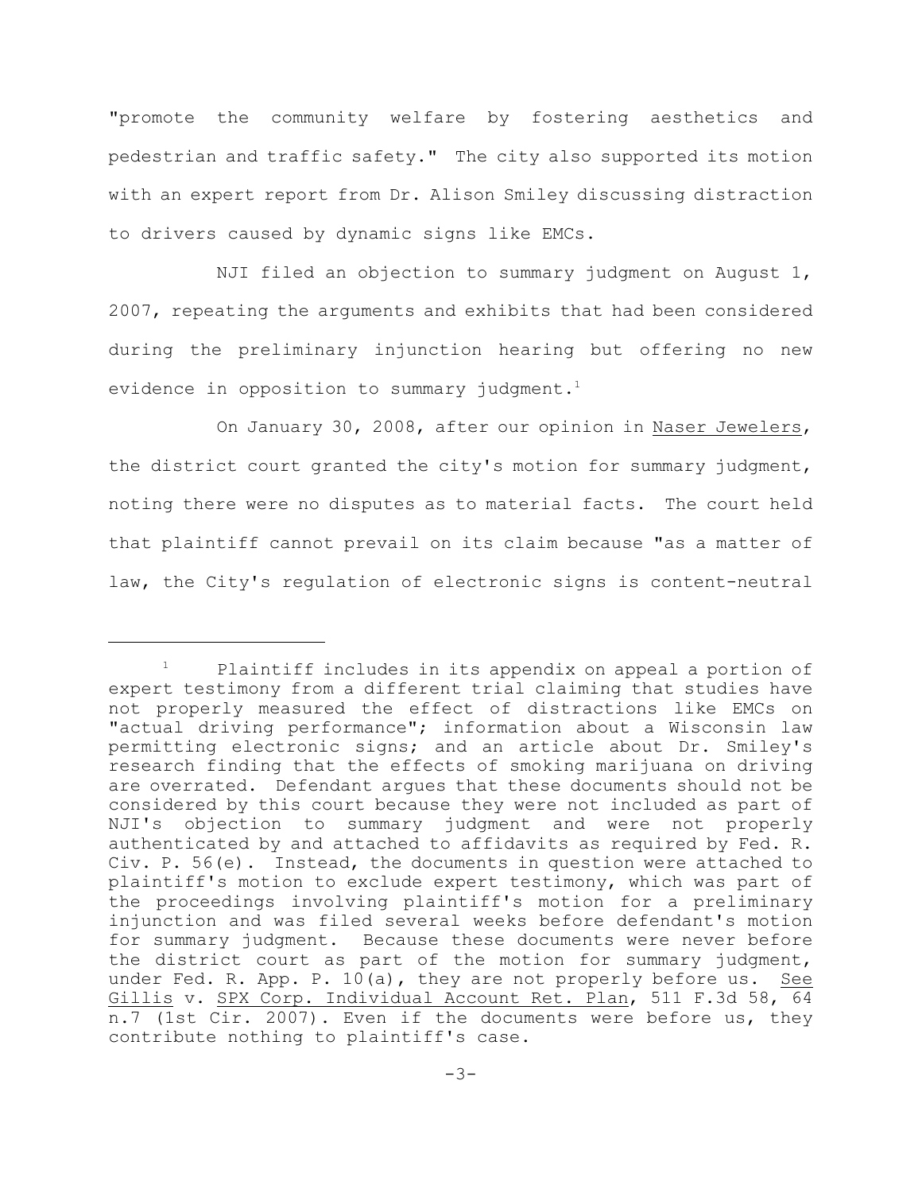"promote the community welfare by fostering aesthetics and pedestrian and traffic safety." The city also supported its motion with an expert report from Dr. Alison Smiley discussing distraction to drivers caused by dynamic signs like EMCs.

NJI filed an objection to summary judgment on August 1, 2007, repeating the arguments and exhibits that had been considered during the preliminary injunction hearing but offering no new evidence in opposition to summary judgment.[1]

On January 30, 2008, after our opinion in Naser Jewelers, the district court granted the city's motion for summary judgment, noting there were no disputes as to material facts. The court held that plaintiff cannot prevail on its claim because "as a matter of law, the City's regulation of electronic signs is content-neutral

---

[1] Plaintiff includes in its appendix on appeal a portion of expert testimony from a different trial claiming that studies have not properly measured the effect of distractions like EMCs on "actual driving performance"; information about a Wisconsin law permitting electronic signs; and an article about Dr. Smiley's research finding that the effects of smoking marijuana on driving are overrated. Defendant argues that these documents should not be considered by this court because they were not included as part of NJI's objection to summary judgment and were not properly authenticated by and attached to affidavits as required by Fed. R. Civ. P. 56(e). Instead, the documents in question were attached to plaintiff's motion to exclude expert testimony, which was part of the proceedings involving plaintiff's motion for a preliminary injunction and was filed several weeks before defendant's motion for summary judgment. Because these documents were never before the district court as part of the motion for summary judgment, under Fed. R. App. P. 10(a), they are not properly before us. See Gillis v. SPX Corp. Individual Account Ret. Plan, 511 F.3d 58, 64 n.7 (1st Cir. 2007). Even if the documents were before us, they contribute nothing to plaintiff's case.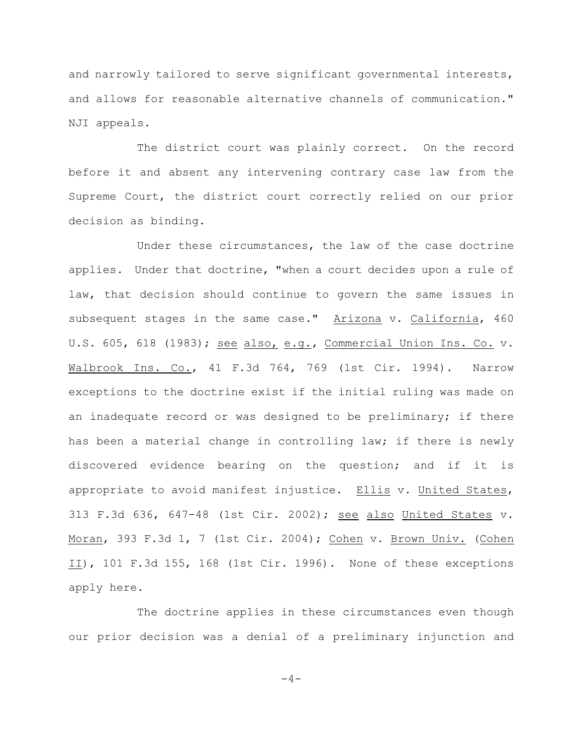and narrowly tailored to serve significant governmental interests, and allows for reasonable alternative channels of communication." NJI appeals.

The district court was plainly correct. On the record before it and absent any intervening contrary case law from the Supreme Court, the district court correctly relied on our prior decision as binding.

Under these circumstances, the law of the case doctrine applies. Under that doctrine, "when a court decides upon a rule of law, that decision should continue to govern the same issues in subsequent stages in the same case." Arizona v. California, 460 U.S. 605, 618 (1983); see also, e.g., Commercial Union Ins. Co. v. Walbrook Ins. Co., 41 F.3d 764, 769 (1st Cir. 1994). Narrow exceptions to the doctrine exist if the initial ruling was made on an inadequate record or was designed to be preliminary; if there has been a material change in controlling law; if there is newly discovered evidence bearing on the question; and if it is appropriate to avoid manifest injustice. Ellis v. United States, 313 F.3d 636, 647-48 (1st Cir. 2002); see also United States v. Moran, 393 F.3d 1, 7 (1st Cir. 2004); Cohen v. Brown Univ. (Cohen II), 101 F.3d 155, 168 (1st Cir. 1996). None of these exceptions apply here.

The doctrine applies in these circumstances even though our prior decision was a denial of a preliminary injunction and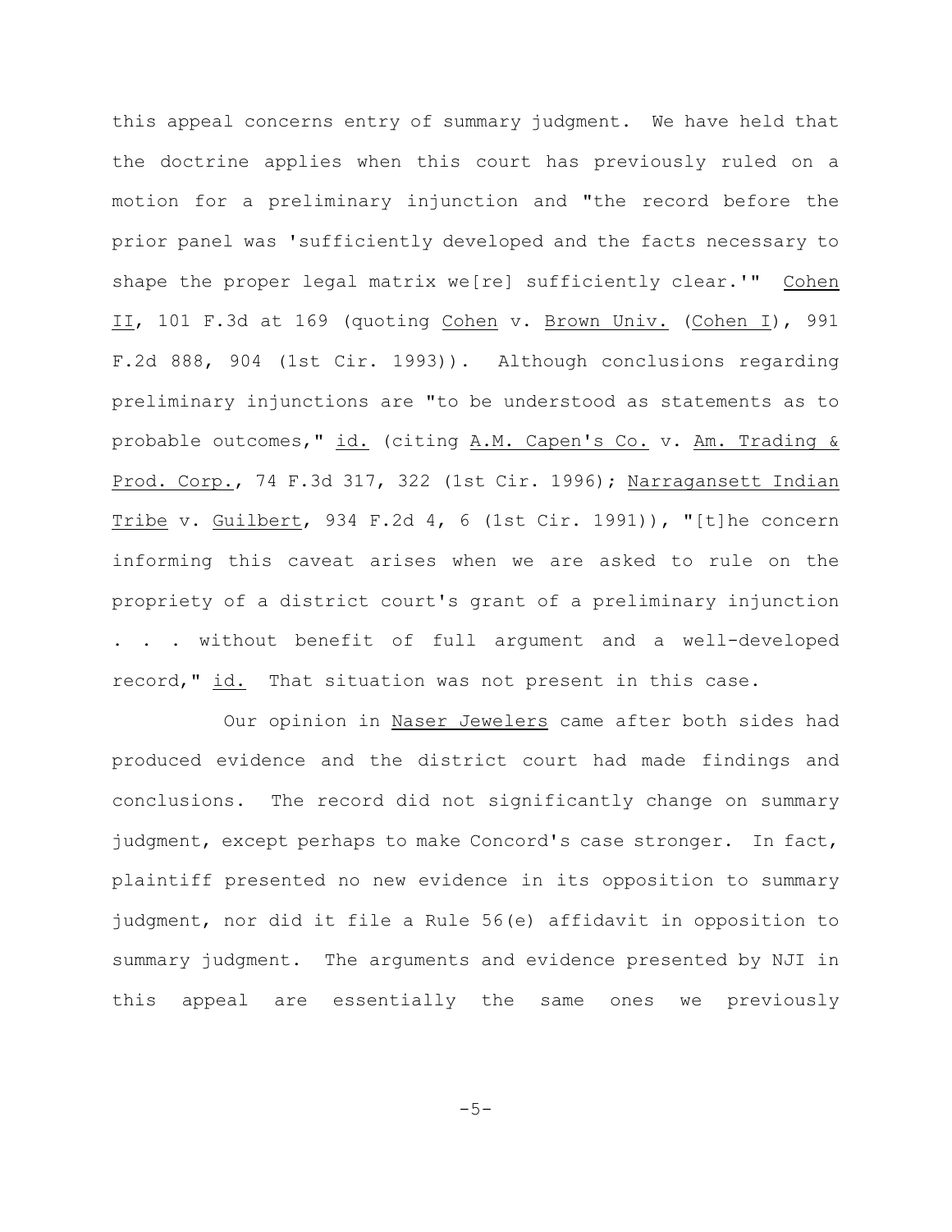this appeal concerns entry of summary judgment. We have held that the doctrine applies when this court has previously ruled on a motion for a preliminary injunction and "the record before the prior panel was 'sufficiently developed and the facts necessary to shape the proper legal matrix we[re] sufficiently clear.'" Cohen II, 101 F.3d at 169 (quoting Cohen v. Brown Univ. (Cohen I), 991 F.2d 888, 904 (1st Cir. 1993)). Although conclusions regarding preliminary injunctions are "to be understood as statements as to probable outcomes," id. (citing A.M. Capen's Co. v. Am. Trading & Prod. Corp., 74 F.3d 317, 322 (1st Cir. 1996); Narragansett Indian Tribe v. Guilbert, 934 F.2d 4, 6 (1st Cir. 1991)), "[t]he concern informing this caveat arises when we are asked to rule on the propriety of a district court's grant of a preliminary injunction . . . without benefit of full argument and a well-developed record," id. That situation was not present in this case.

Our opinion in Naser Jewelers came after both sides had produced evidence and the district court had made findings and conclusions. The record did not significantly change on summary judgment, except perhaps to make Concord's case stronger. In fact, plaintiff presented no new evidence in its opposition to summary judgment, nor did it file a Rule 56(e) affidavit in opposition to summary judgment. The arguments and evidence presented by NJI in this appeal are essentially the same ones we previously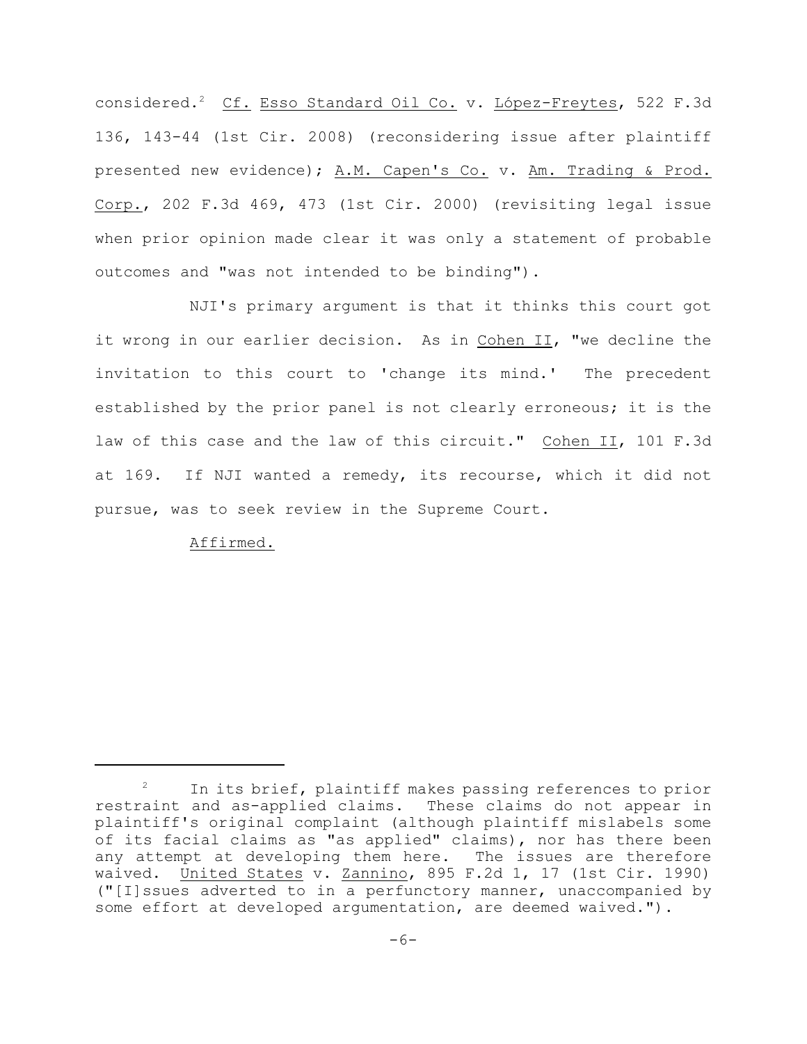considered.[2] Cf. Esso Standard Oil Co. v. López-Freytes, 522 F.3d 136, 143-44 (1st Cir. 2008) (reconsidering issue after plaintiff presented new evidence); A.M. Capen's Co. v. Am. Trading & Prod. Corp., 202 F.3d 469, 473 (1st Cir. 2000) (revisiting legal issue when prior opinion made clear it was only a statement of probable outcomes and "was not intended to be binding").

NJI's primary argument is that it thinks this court got it wrong in our earlier decision. As in Cohen II, "we decline the invitation to this court to 'change its mind.' The precedent established by the prior panel is not clearly erroneous; it is the law of this case and the law of this circuit." Cohen II, 101 F.3d at 169. If NJI wanted a remedy, its recourse, which it did not pursue, was to seek review in the Supreme Court.

Affirmed.

---

[2] In its brief, plaintiff makes passing references to prior restraint and as-applied claims. These claims do not appear in plaintiff's original complaint (although plaintiff mislabels some of its facial claims as "as applied" claims), nor has there been any attempt at developing them here. The issues are therefore waived. United States v. Zannino, 895 F.2d 1, 17 (1st Cir. 1990) ("[I]ssues adverted to in a perfunctory manner, unaccompanied by some effort at developed argumentation, are deemed waived.").